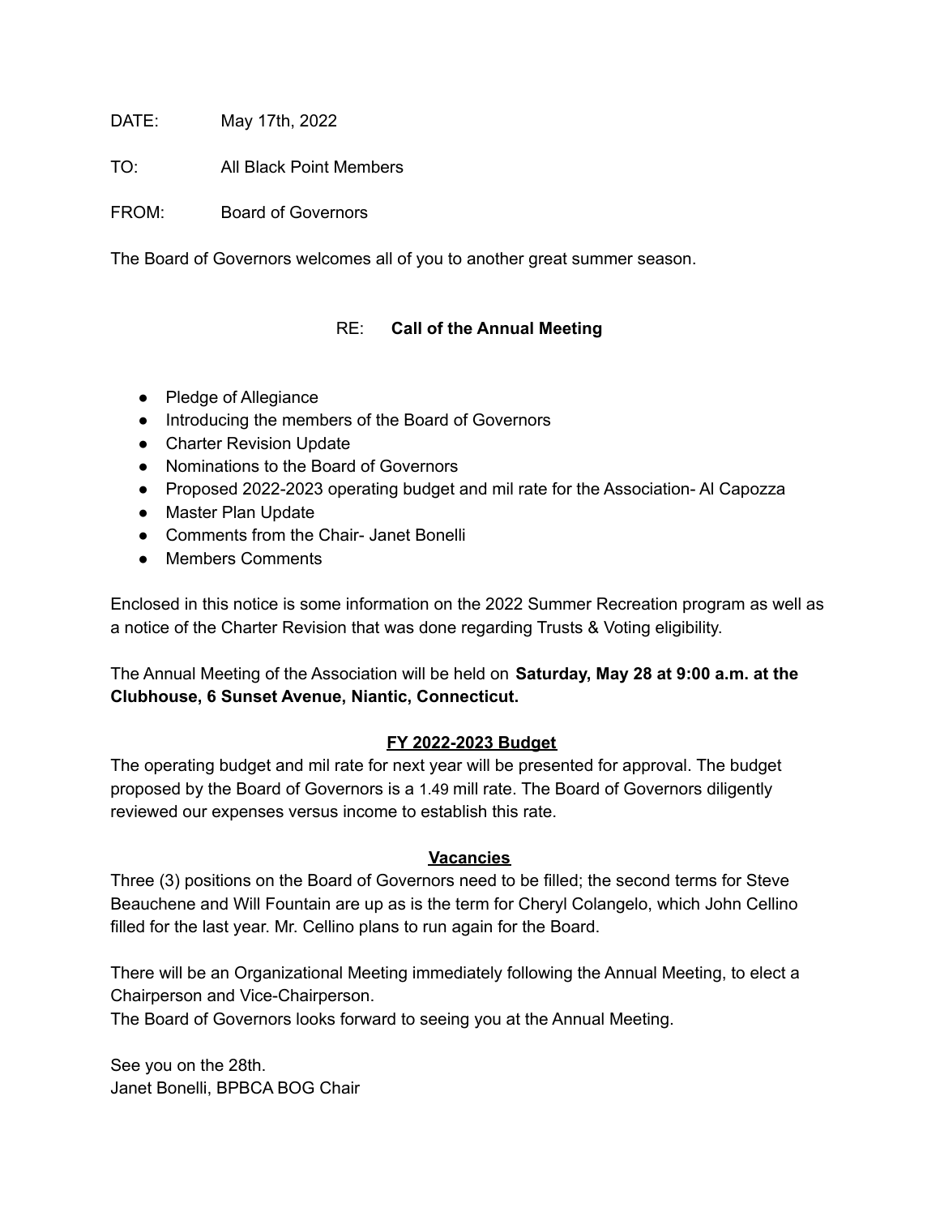DATE: May 17th, 2022

TO: All Black Point Members

FROM: Board of Governors

The Board of Governors welcomes all of you to another great summer season.

RE: **Call of the Annual Meeting**

- Pledge of Allegiance
- Introducing the members of the Board of Governors
- Charter Revision Update
- Nominations to the Board of Governors
- Proposed 2022-2023 operating budget and mil rate for the Association- Al Capozza
- Master Plan Update
- Comments from the Chair- Janet Bonelli
- Members Comments

Enclosed in this notice is some information on the 2022 Summer Recreation program as well as a notice of the Charter Revision that was done regarding Trusts & Voting eligibility.

The Annual Meeting of the Association will be held on **Saturday, May 28 at 9:00 a.m. at the Clubhouse, 6 Sunset Avenue, Niantic, Connecticut.**

## FY 2022-2023 Budget

The operating budget and mil rate for next year will be presented for approval. The budget proposed by the Board of Governors is a 1.49 mill rate. The Board of Governors diligently reviewed our expenses versus income to establish this rate.

## Vacancies

Three (3) positions on the Board of Governors need to be filled; the second terms for Steve Beauchene and Will Fountain are up as is the term for Cheryl Colangelo, which John Cellino filled for the last year. Mr. Cellino plans to run again for the Board.

There will be an Organizational Meeting immediately following the Annual Meeting, to elect a Chairperson and Vice-Chairperson.
The Board of Governors looks forward to seeing you at the Annual Meeting.

See you on the 28th.
Janet Bonelli, BPBCA BOG Chair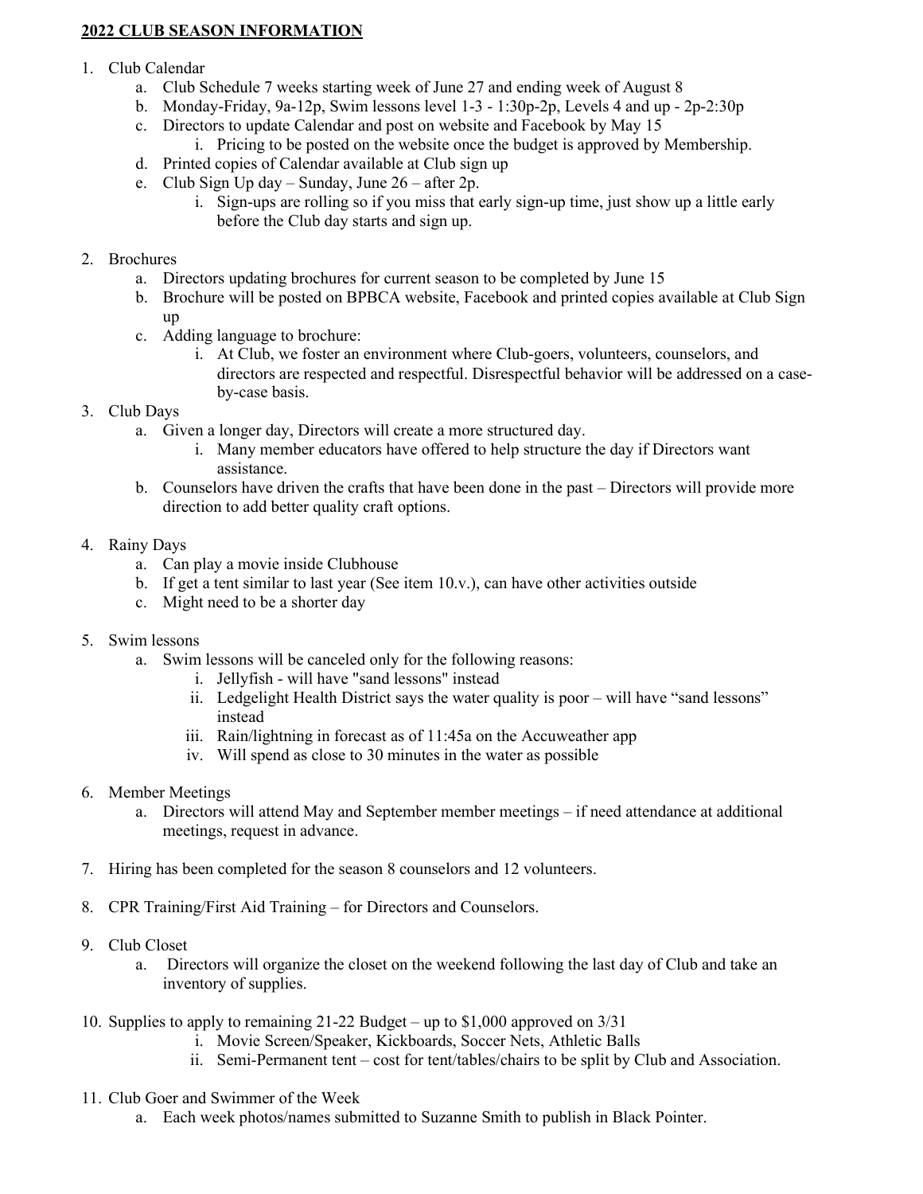**2022 CLUB SEASON INFORMATION**

1. Club Calendar
    a. Club Schedule 7 weeks starting week of June 27 and ending week of August 8
    b. Monday-Friday, 9a-12p, Swim lessons level 1-3 - 1:30p-2p, Levels 4 and up - 2p-2:30p
    c. Directors to update Calendar and post on website and Facebook by May 15
        i. Pricing to be posted on the website once the budget is approved by Membership.
    d. Printed copies of Calendar available at Club sign up
    e. Club Sign Up day – Sunday, June 26 – after 2p.
        i. Sign-ups are rolling so if you miss that early sign-up time, just show up a little early before the Club day starts and sign up.

2. Brochures
    a. Directors updating brochures for current season to be completed by June 15
    b. Brochure will be posted on BPBCA website, Facebook and printed copies available at Club Sign up
    c. Adding language to brochure:
        i. At Club, we foster an environment where Club-goers, volunteers, counselors, and directors are respected and respectful. Disrespectful behavior will be addressed on a case-by-case basis.

3. Club Days
    a. Given a longer day, Directors will create a more structured day.
        i. Many member educators have offered to help structure the day if Directors want assistance.
    b. Counselors have driven the crafts that have been done in the past – Directors will provide more direction to add better quality craft options.

4. Rainy Days
    a. Can play a movie inside Clubhouse
    b. If get a tent similar to last year (See item 10.v.), can have other activities outside
    c. Might need to be a shorter day

5. Swim lessons
    a. Swim lessons will be canceled only for the following reasons:
        i. Jellyfish - will have "sand lessons" instead
        ii. Ledgelight Health District says the water quality is poor – will have "sand lessons" instead
        iii. Rain/lightning in forecast as of 11:45a on the Accuweather app
        iv. Will spend as close to 30 minutes in the water as possible

6. Member Meetings
    a. Directors will attend May and September member meetings – if need attendance at additional meetings, request in advance.

7. Hiring has been completed for the season 8 counselors and 12 volunteers.

8. CPR Training/First Aid Training – for Directors and Counselors.

9. Club Closet
    a. Directors will organize the closet on the weekend following the last day of Club and take an inventory of supplies.

10. Supplies to apply to remaining 21-22 Budget – up to $1,000 approved on 3/31
    i. Movie Screen/Speaker, Kickboards, Soccer Nets, Athletic Balls
    ii. Semi-Permanent tent – cost for tent/tables/chairs to be split by Club and Association.

11. Club Goer and Swimmer of the Week
    a. Each week photos/names submitted to Suzanne Smith to publish in Black Pointer.